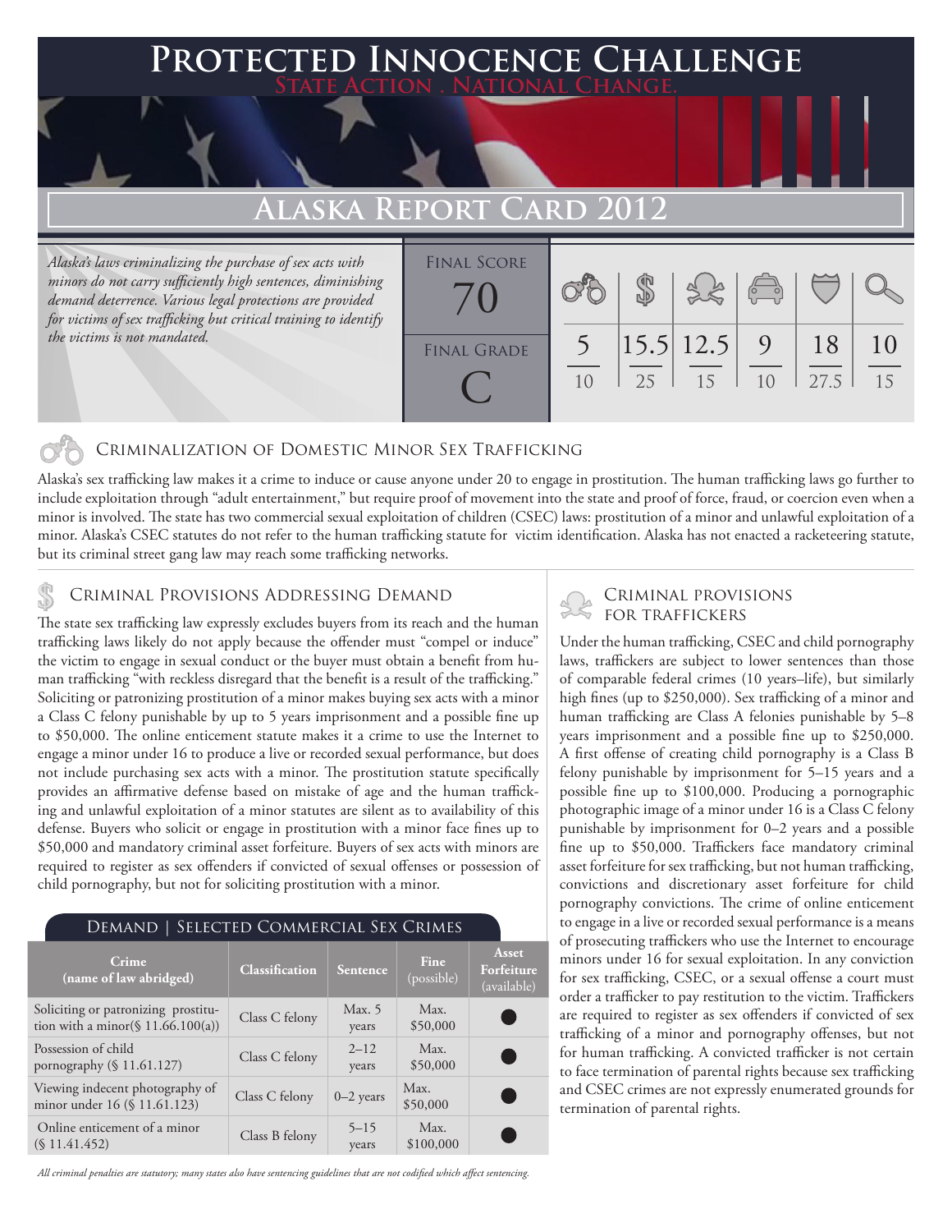# Protected Innocence Challenge

**State Action . National Change.**

## Alaska Report Card 2012

*Alaska's laws criminalizing the purchase of sex acts with minors do not carry sufficiently high sentences, diminishing demand deterrence. Various legal protections are provided for victims of sex trafficking but critical training to identify the victims is not mandated.*

| Final Score | Final Grade |
|---|---|
| 70 | C |

| Criminalization of Domestic Minor Sex Trafficking | Criminal Provisions Addressing Demand | Criminal Provisions for Traffickers | Criminal Provisions for Facilitators | Protective Provisions for the Child Victims | Criminal Justice Tools for Investigation and Prosecution |
|---|---|---|---|---|---|
| 5/10 | 15.5/25 | 12.5/15 | 9/10 | 18/27.5 | 10/15 |

### Criminalization of Domestic Minor Sex Trafficking

Alaska's sex trafficking law makes it a crime to induce or cause anyone under 20 to engage in prostitution. The human trafficking laws go further to include exploitation through "adult entertainment," but require proof of movement into the state and proof of force, fraud, or coercion even when a minor is involved. The state has two commercial sexual exploitation of children (CSEC) laws: prostitution of a minor and unlawful exploitation of a minor. Alaska's CSEC statutes do not refer to the human trafficking statute for victim identification. Alaska has not enacted a racketeering statute, but its criminal street gang law may reach some trafficking networks.

### Criminal Provisions Addressing Demand

The state sex trafficking law expressly excludes buyers from its reach and the human trafficking laws likely do not apply because the offender must "compel or induce" the victim to engage in sexual conduct or the buyer must obtain a benefit from human trafficking "with reckless disregard that the benefit is a result of the trafficking." Soliciting or patronizing prostitution of a minor makes buying sex acts with a minor a Class C felony punishable by up to 5 years imprisonment and a possible fine up to $50,000. The online enticement statute makes it a crime to use the Internet to engage a minor under 16 to produce a live or recorded sexual performance, but does not include purchasing sex acts with a minor. The prostitution statute specifically provides an affirmative defense based on mistake of age and the human trafficking and unlawful exploitation of a minor statutes are silent as to availability of this defense. Buyers who solicit or engage in prostitution with a minor face fines up to $50,000 and mandatory criminal asset forfeiture. Buyers of sex acts with minors are required to register as sex offenders if convicted of sexual offenses or possession of child pornography, but not for soliciting prostitution with a minor.

**Demand | Selected Commercial Sex Crimes**

| Crime (name of law abridged) | Classification | Sentence | Fine (possible) | Asset Forfeiture (available) |
|---|---|---|---|---|
| Soliciting or patronizing prostitution with a minor (§ 11.66.100(a)) | Class C felony | Max. 5 years | Max. $50,000 | ● |
| Possession of child pornography (§ 11.61.127) | Class C felony | 2–12 years | Max. $50,000 | ● |
| Viewing indecent photography of minor under 16 (§ 11.61.123) | Class C felony | 0–2 years | Max. $50,000 | ● |
| Online enticement of a minor (§ 11.41.452) | Class B felony | 5–15 years | Max. $100,000 | ● |

*All criminal penalties are statutory; many states also have sentencing guidelines that are not codified which affect sentencing.*

### Criminal Provisions for Traffickers

Under the human trafficking, CSEC and child pornography laws, traffickers are subject to lower sentences than those of comparable federal crimes (10 years–life), but similarly high fines (up to $250,000). Sex trafficking of a minor and human trafficking are Class A felonies punishable by 5–8 years imprisonment and a possible fine up to $250,000. A first offense of creating child pornography is a Class B felony punishable by imprisonment for 5–15 years and a possible fine up to $100,000. Producing a pornographic photographic image of a minor under 16 is a Class C felony punishable by imprisonment for 0–2 years and a possible fine up to $50,000. Traffickers face mandatory criminal asset forfeiture for sex trafficking, but not human trafficking, convictions and discretionary asset forfeiture for child pornography convictions. The crime of online enticement to engage in a live or recorded sexual performance is a means of prosecuting traffickers who use the Internet to encourage minors under 16 for sexual exploitation. In any conviction for sex trafficking, CSEC, or a sexual offense a court must order a trafficker to pay restitution to the victim. Traffickers are required to register as sex offenders if convicted of sex trafficking of a minor and pornography offenses, but not for human trafficking. A convicted trafficker is not certain to face termination of parental rights because sex trafficking and CSEC crimes are not expressly enumerated grounds for termination of parental rights.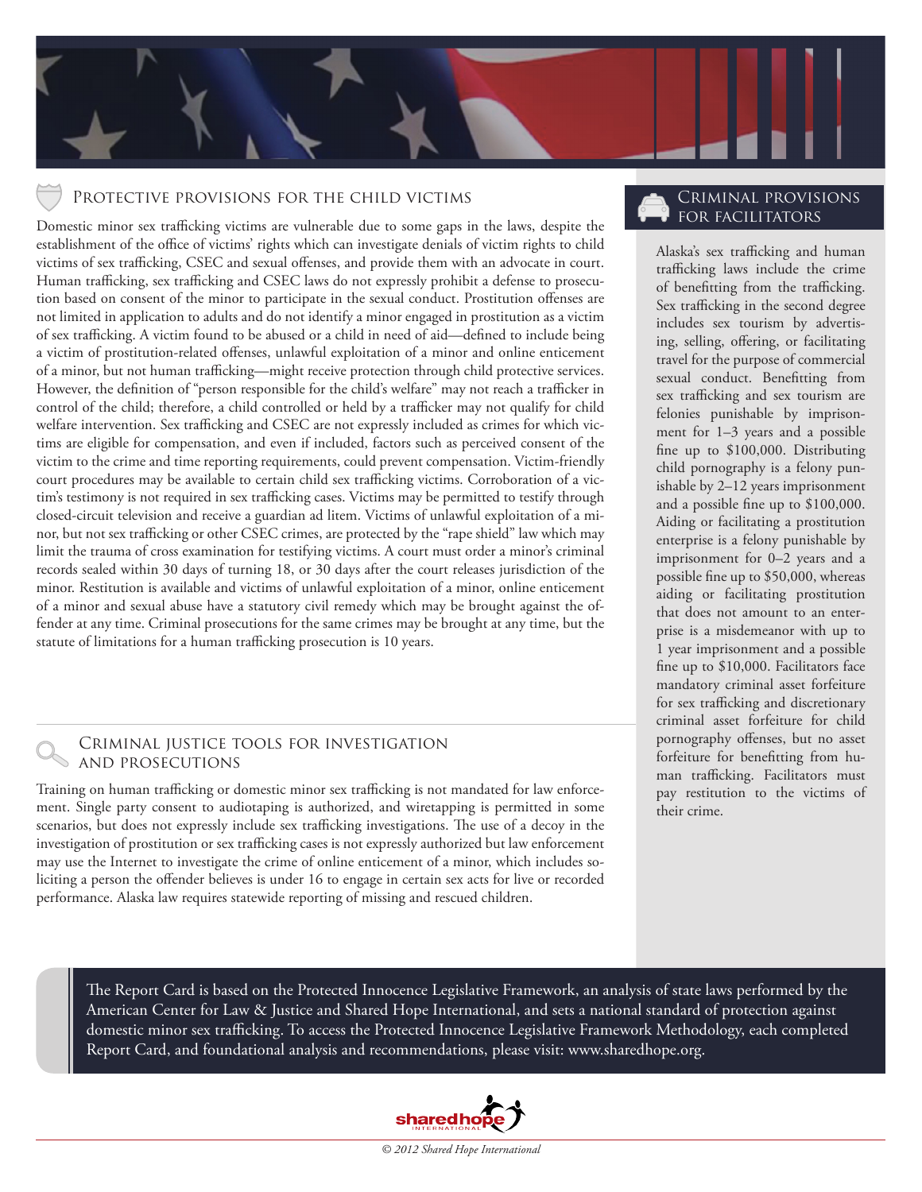## Protective provisions for the child victims

Domestic minor sex trafficking victims are vulnerable due to some gaps in the laws, despite the establishment of the office of victims' rights which can investigate denials of victim rights to child victims of sex trafficking, CSEC and sexual offenses, and provide them with an advocate in court. Human trafficking, sex trafficking and CSEC laws do not expressly prohibit a defense to prosecution based on consent of the minor to participate in the sexual conduct. Prostitution offenses are not limited in application to adults and do not identify a minor engaged in prostitution as a victim of sex trafficking. A victim found to be abused or a child in need of aid—defined to include being a victim of prostitution-related offenses, unlawful exploitation of a minor and online enticement of a minor, but not human trafficking—might receive protection through child protective services. However, the definition of "person responsible for the child's welfare" may not reach a trafficker in control of the child; therefore, a child controlled or held by a trafficker may not qualify for child welfare intervention. Sex trafficking and CSEC are not expressly included as crimes for which victims are eligible for compensation, and even if included, factors such as perceived consent of the victim to the crime and time reporting requirements, could prevent compensation. Victim-friendly court procedures may be available to certain child sex trafficking victims. Corroboration of a victim's testimony is not required in sex trafficking cases. Victims may be permitted to testify through closed-circuit television and receive a guardian ad litem. Victims of unlawful exploitation of a minor, but not sex trafficking or other CSEC crimes, are protected by the "rape shield" law which may limit the trauma of cross examination for testifying victims. A court must order a minor's criminal records sealed within 30 days of turning 18, or 30 days after the court releases jurisdiction of the minor. Restitution is available and victims of unlawful exploitation of a minor, online enticement of a minor and sexual abuse have a statutory civil remedy which may be brought against the offender at any time. Criminal prosecutions for the same crimes may be brought at any time, but the statute of limitations for a human trafficking prosecution is 10 years.

## Criminal justice tools for investigation and prosecutions

Training on human trafficking or domestic minor sex trafficking is not mandated for law enforcement. Single party consent to audiotaping is authorized, and wiretapping is permitted in some scenarios, but does not expressly include sex trafficking investigations. The use of a decoy in the investigation of prostitution or sex trafficking cases is not expressly authorized but law enforcement may use the Internet to investigate the crime of online enticement of a minor, which includes soliciting a person the offender believes is under 16 to engage in certain sex acts for live or recorded performance. Alaska law requires statewide reporting of missing and rescued children.

## Criminal provisions for facilitators

Alaska's sex trafficking and human trafficking laws include the crime of benefitting from the trafficking. Sex trafficking in the second degree includes sex tourism by advertising, selling, offering, or facilitating travel for the purpose of commercial sexual conduct. Benefitting from sex trafficking and sex tourism are felonies punishable by imprisonment for 1–3 years and a possible fine up to $100,000. Distributing child pornography is a felony punishable by 2–12 years imprisonment and a possible fine up to $100,000. Aiding or facilitating a prostitution enterprise is a felony punishable by imprisonment for 0–2 years and a possible fine up to $50,000, whereas aiding or facilitating prostitution that does not amount to an enterprise is a misdemeanor with up to 1 year imprisonment and a possible fine up to $10,000. Facilitators face mandatory criminal asset forfeiture for sex trafficking and discretionary criminal asset forfeiture for child pornography offenses, but no asset forfeiture for benefitting from human trafficking. Facilitators must pay restitution to the victims of their crime.

The Report Card is based on the Protected Innocence Legislative Framework, an analysis of state laws performed by the American Center for Law & Justice and Shared Hope International, and sets a national standard of protection against domestic minor sex trafficking. To access the Protected Innocence Legislative Framework Methodology, each completed Report Card, and foundational analysis and recommendations, please visit: www.sharedhope.org.

*© 2012 Shared Hope International*